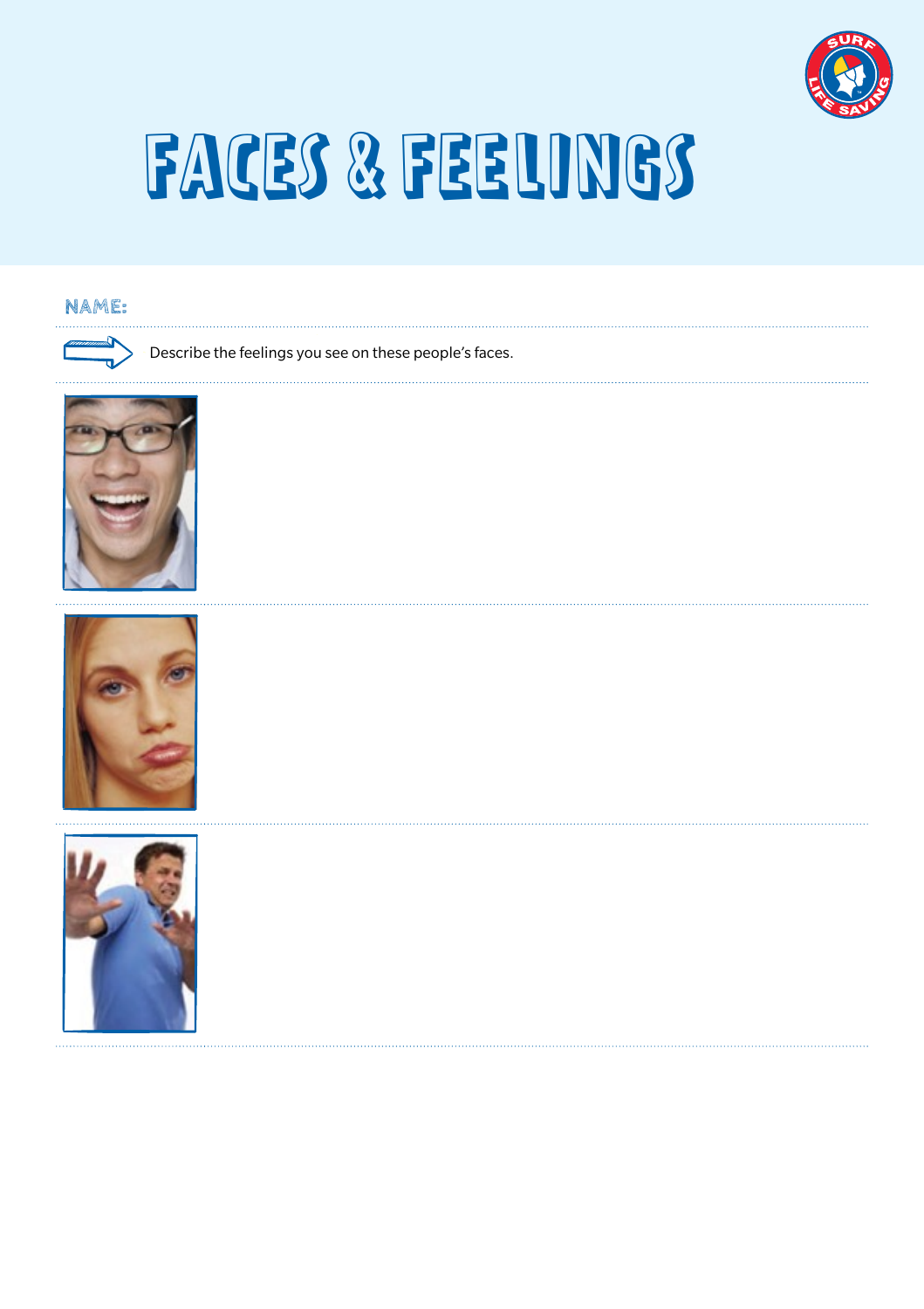# FACES & FEELINGS

NAME:

Describe the feelings you see on these people's faces.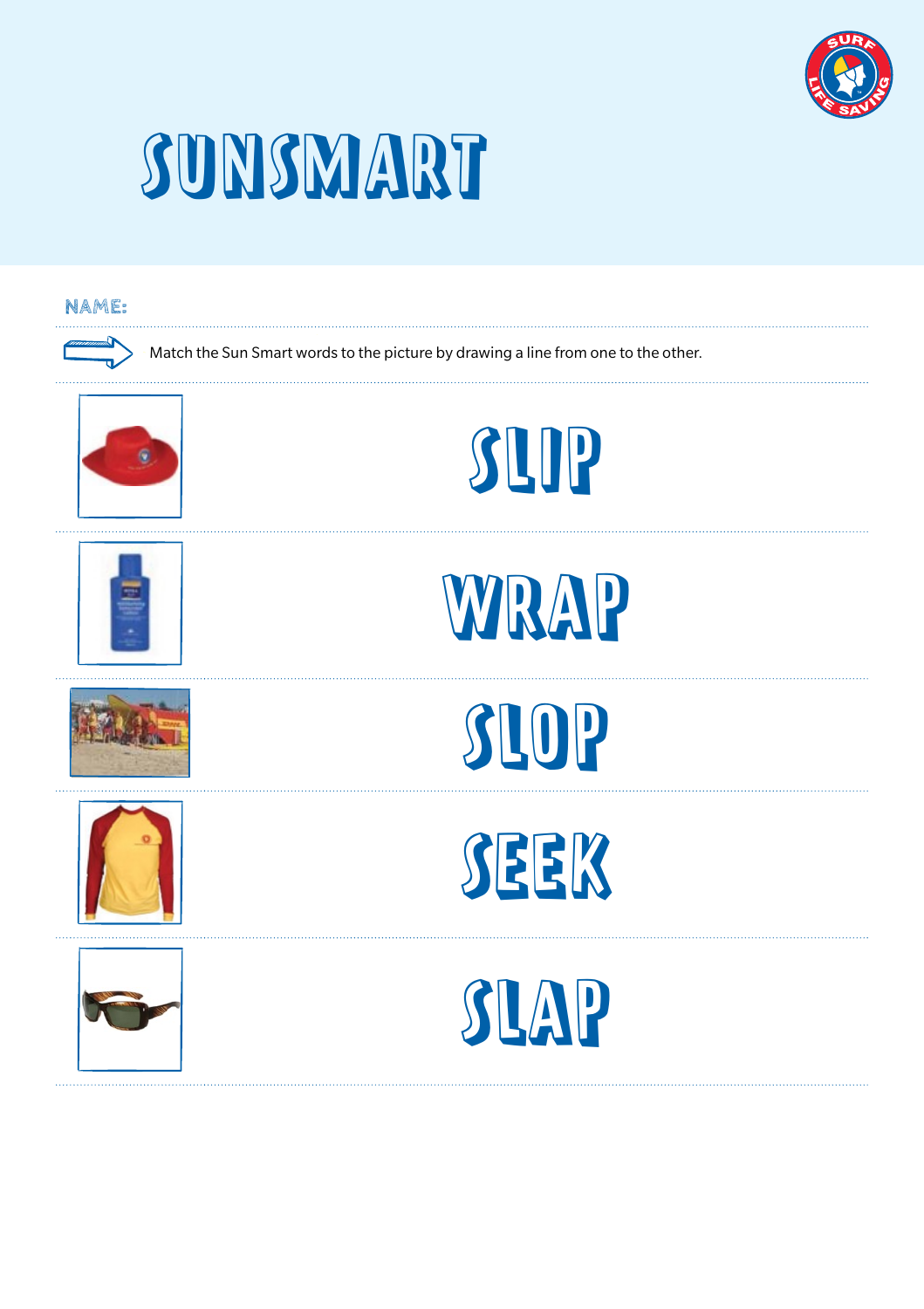# SUNSMART

NAME:

Match the Sun Smart words to the picture by drawing a line from one to the other.

SLIP

WRAP

SLOP

SEEK

SLAP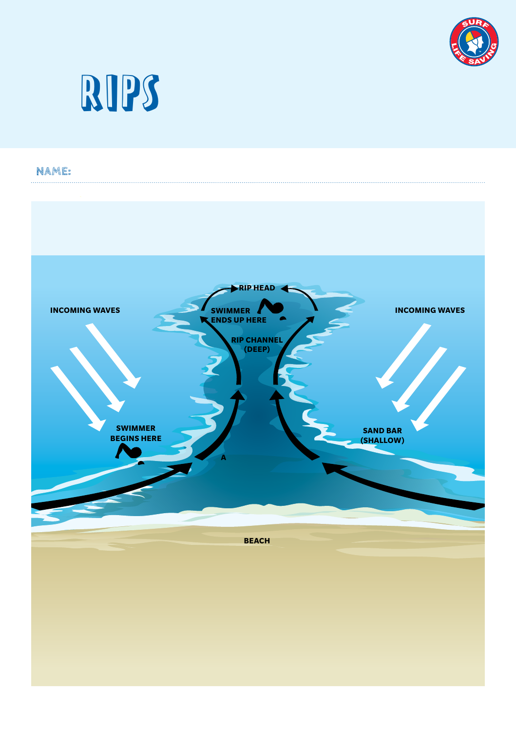# RIPS

NAME:

INCOMING WAVES

RIP HEAD

SWIMMER ENDS UP HERE

RIP CHANNEL (DEEP)

INCOMING WAVES

SWIMMER BEGINS HERE

A

SAND BAR (SHALLOW)

BEACH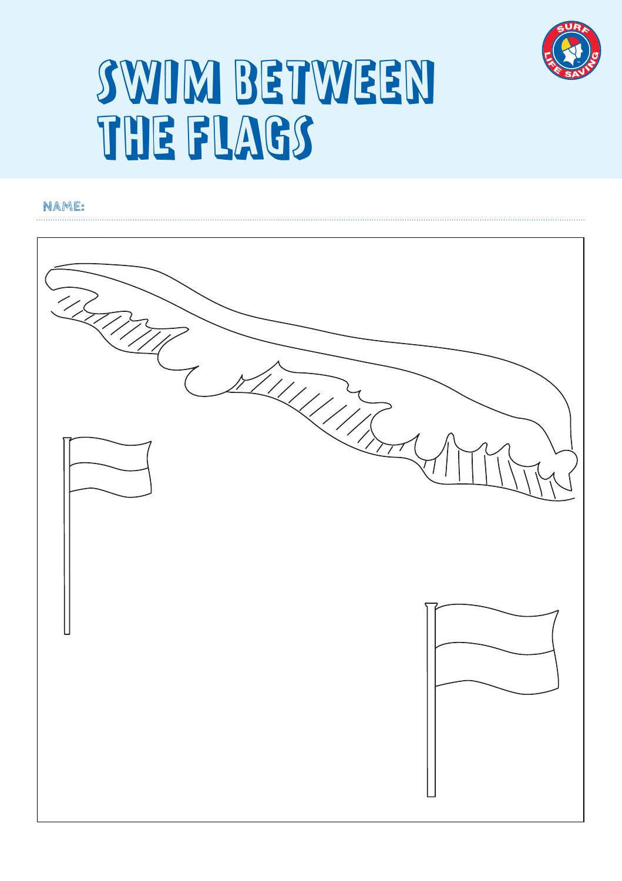# SWIM BETWEEN THE FLAGS

SURF LIFE SAVING

NAME: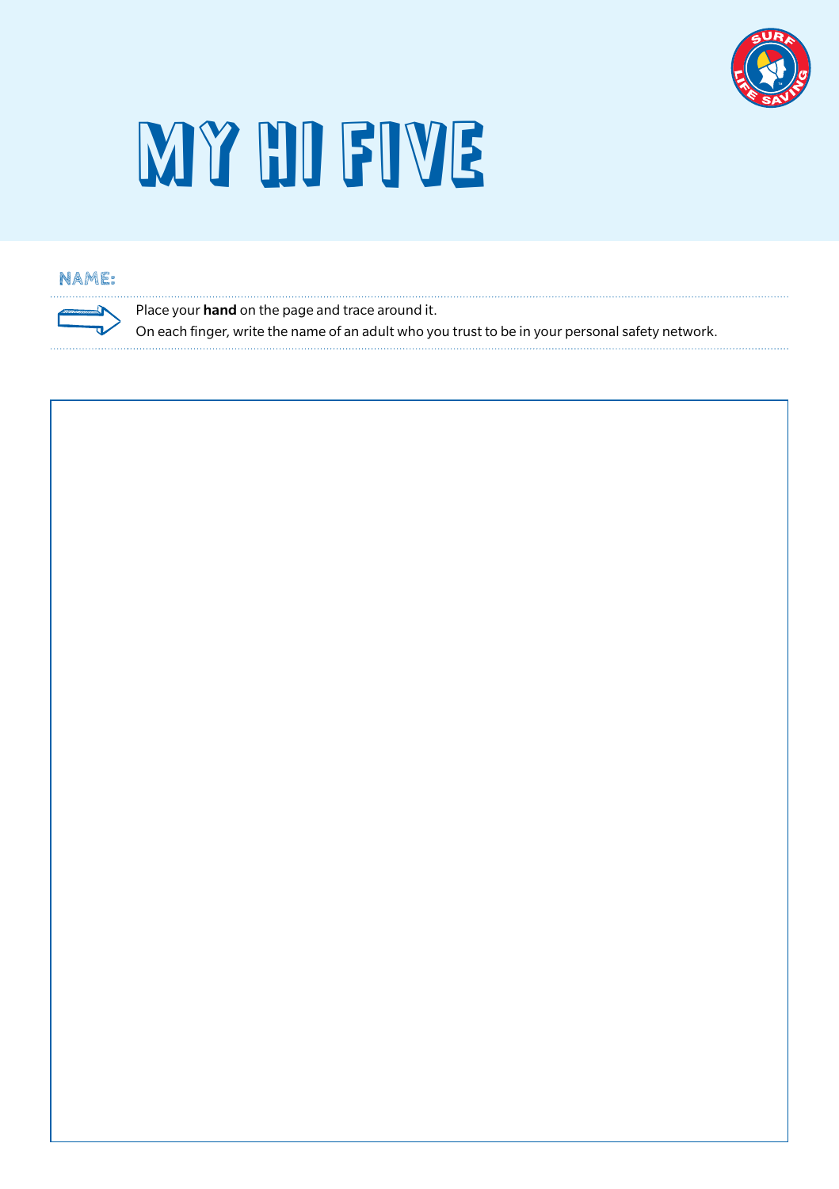# MY HI FIVE

**NAME:**

Place your **hand** on the page and trace around it.
On each finger, write the name of an adult who you trust to be in your personal safety network.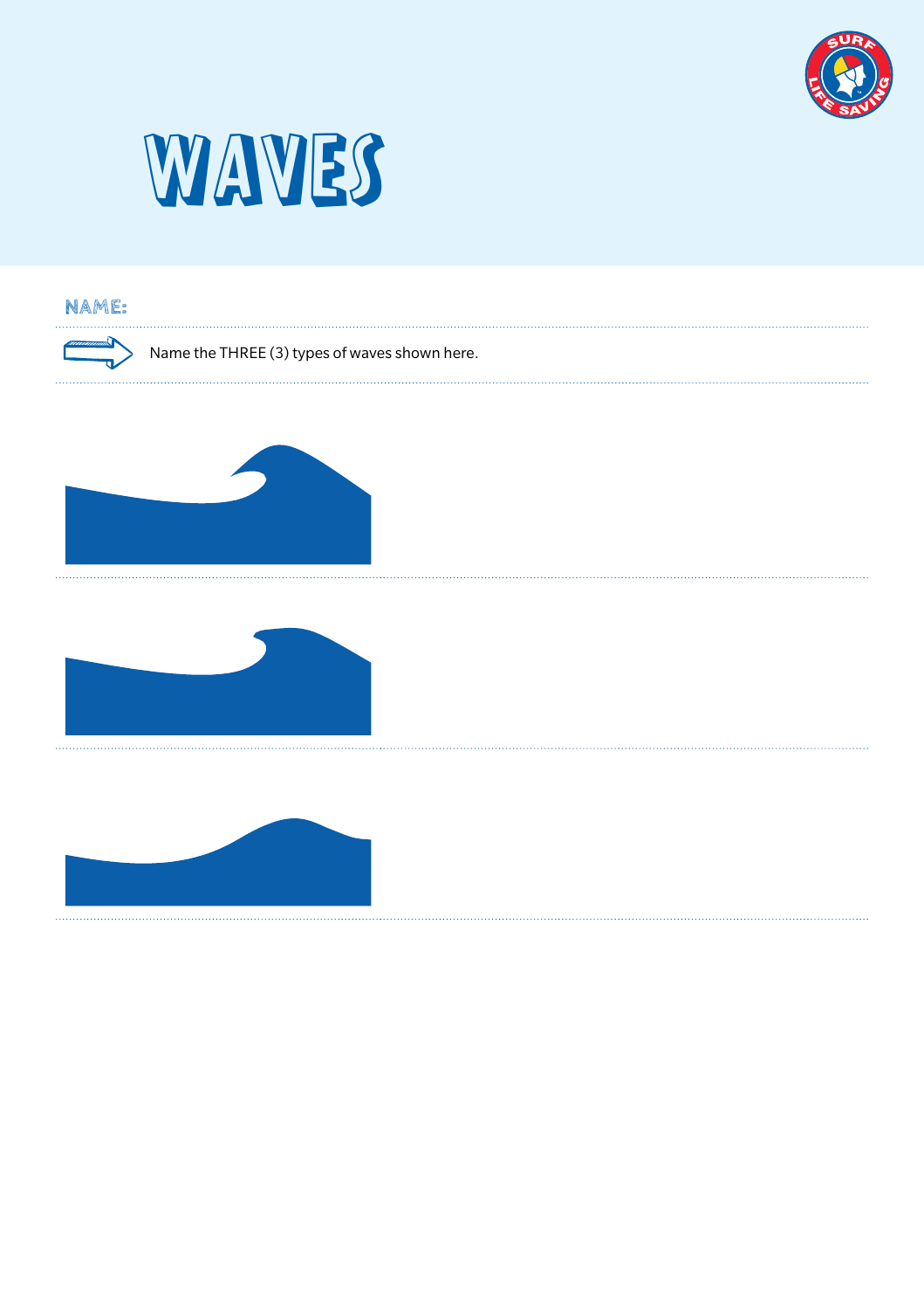# WAVES

**NAME:**

Name the THREE (3) types of waves shown here.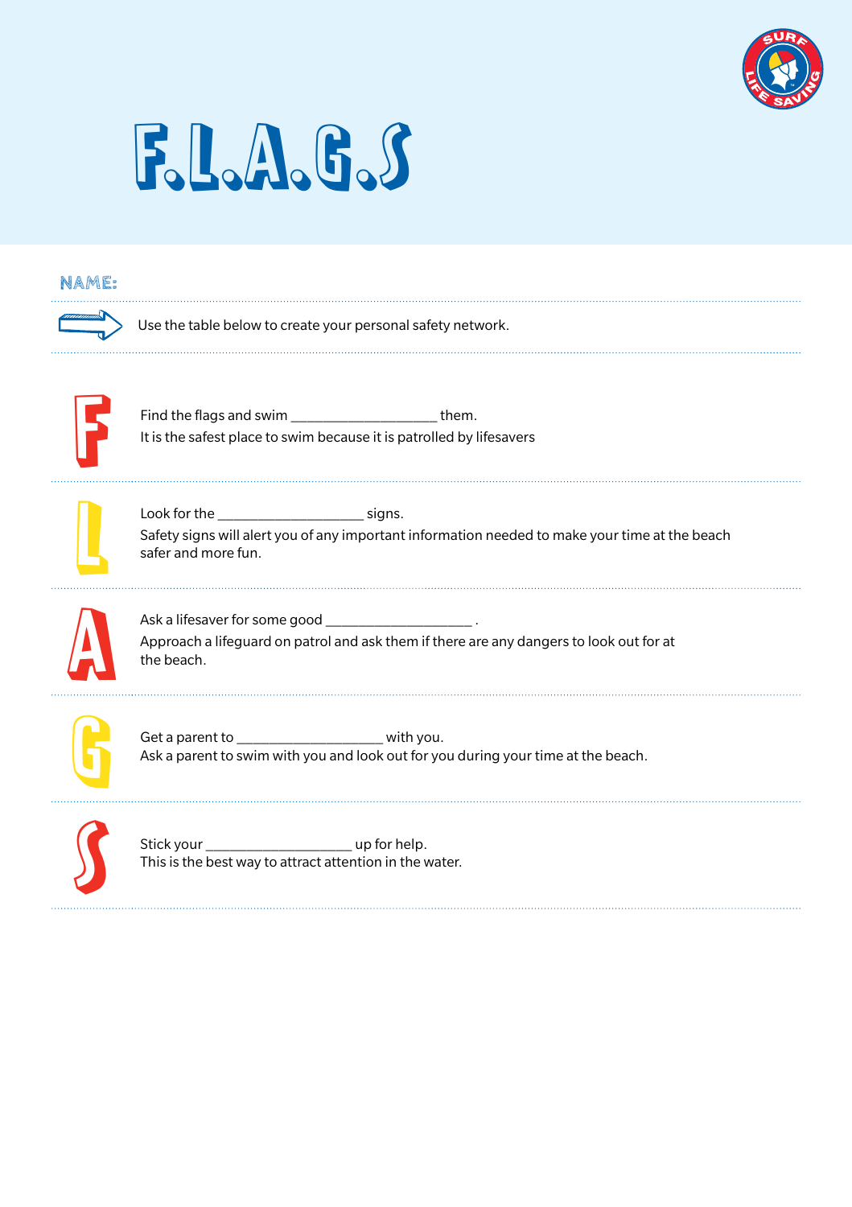# F.L.A.G.S

**NAME:**

Use the table below to create your personal safety network.

**F**

Find the flags and swim ____________________ them.
It is the safest place to swim because it is patrolled by lifesavers

**L**

Look for the ____________________ signs.
Safety signs will alert you of any important information needed to make your time at the beach safer and more fun.

**A**

Ask a lifesaver for some good ____________________ .
Approach a lifeguard on patrol and ask them if there are any dangers to look out for at the beach.

**G**

Get a parent to ____________________ with you.
Ask a parent to swim with you and look out for you during your time at the beach.

**S**

Stick your ____________________ up for help.
This is the best way to attract attention in the water.